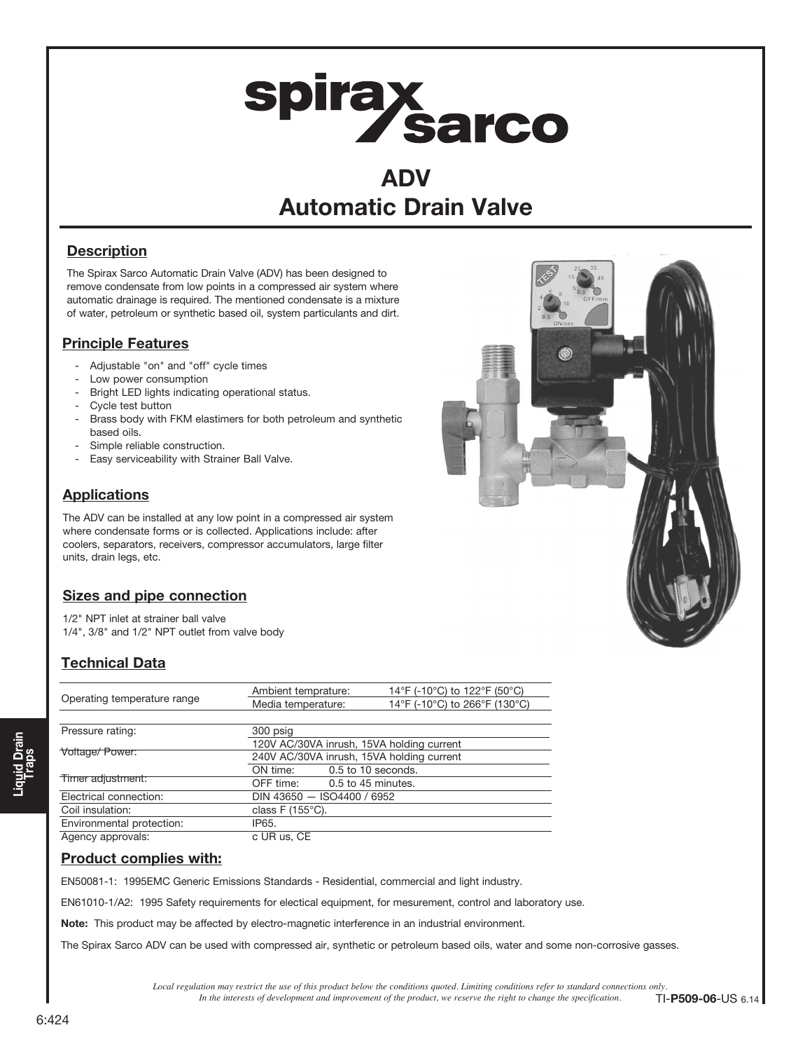# spirax sarco

# ADV
# Automatic Drain Valve

## Description

The Spirax Sarco Automatic Drain Valve (ADV) has been designed to remove condensate from low points in a compressed air system where automatic drainage is required. The mentioned condensate is a mixture of water, petroleum or synthetic based oil, system particulants and dirt.

## Principle Features

- Adjustable "on" and "off" cycle times
- Low power consumption
- Bright LED lights indicating operational status.
- Cycle test button
- Brass body with FKM elastimers for both petroleum and synthetic based oils.
- Simple reliable construction.
- Easy serviceability with Strainer Ball Valve.

## Applications

The ADV can be installed at any low point in a compressed air system where condensate forms or is collected. Applications include: after coolers, separators, receivers, compressor accumulators, large filter units, drain legs, etc.

## Sizes and pipe connection

1/2" NPT inlet at strainer ball valve
1/4", 3/8" and 1/2" NPT outlet from valve body

## Technical Data

| | | |
|---|---|---|
| Operating temperature range | Ambient temprature: | 14°F (-10°C) to 122°F (50°C) |
| | Media temperature: | 14°F (-10°C) to 266°F (130°C) |
| Pressure rating: | 300 psig | |
| Voltage/ Power: | 120V AC/30VA inrush, 15VA holding current | |
| | 240V AC/30VA inrush, 15VA holding current | |
| Timer adjustment: | ON time: | 0.5 to 10 seconds. |
| | OFF time: | 0.5 to 45 minutes. |
| Electrical connection: | DIN 43650 — ISO4400 / 6952 | |
| Coil insulation: | class F (155°C). | |
| Environmental protection: | IP65. | |
| Agency approvals: | c UR us, CE | |

## Product complies with:

EN50081-1: 1995EMC Generic Emissions Standards - Residential, commercial and light industry.

EN61010-1/A2: 1995 Safety requirements for electical equipment, for mesurement, control and laboratory use.

**Note:** This product may be affected by electro-magnetic interference in an industrial environment.

The Spirax Sarco ADV can be used with compressed air, synthetic or petroleum based oils, water and some non-corrosive gasses.

*Local regulation may restrict the use of this product below the conditions quoted. Limiting conditions refer to standard connections only. In the interests of development and improvement of the product, we reserve the right to change the specification.*

TI-**P509-06**-US 6.14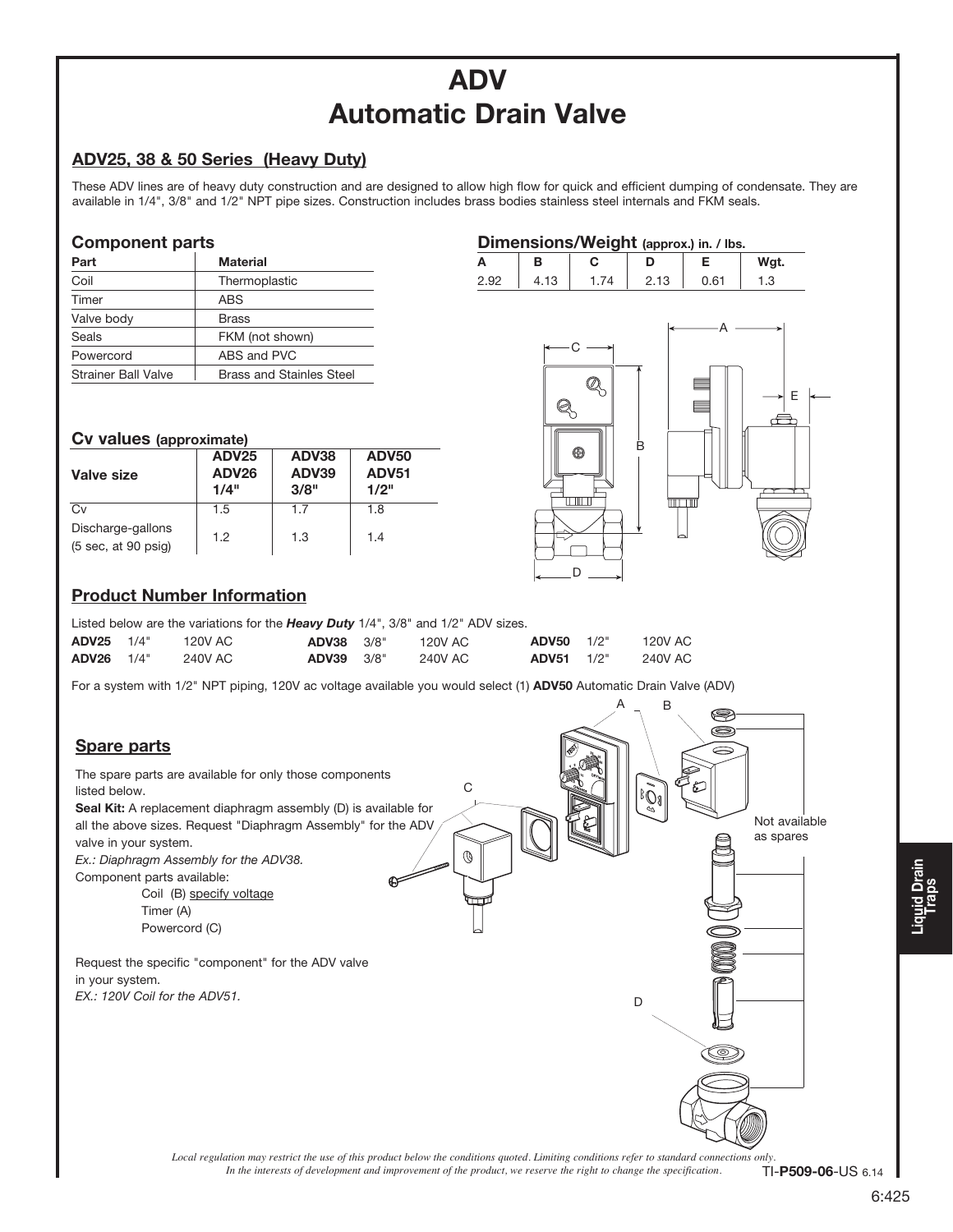# ADV
# Automatic Drain Valve

## ADV25, 38 & 50 Series (Heavy Duty)

These ADV lines are of heavy duty construction and are designed to allow high flow for quick and efficient dumping of condensate. They are available in 1/4", 3/8" and 1/2" NPT pipe sizes. Construction includes brass bodies stainless steel internals and FKM seals.

### Component parts

| Part | Material |
|---|---|
| Coil | Thermoplastic |
| Timer | ABS |
| Valve body | Brass |
| Seals | FKM (not shown) |
| Powercord | ABS and PVC |
| Strainer Ball Valve | Brass and Stainles Steel |

### Dimensions/Weight (approx.) in. / lbs.

| A | B | C | D | E | Wgt. |
|---|---|---|---|---|---|
| 2.92 | 4.13 | 1.74 | 2.13 | 0.61 | 1.3 |

### Cv values (approximate)

| Valve size | ADV25 ADV26 1/4" | ADV38 ADV39 3/8" | ADV50 ADV51 1/2" |
|---|---|---|---|
| Cv | 1.5 | 1.7 | 1.8 |
| Discharge-gallons (5 sec, at 90 psig) | 1.2 | 1.3 | 1.4 |

## Product Number Information

Listed below are the variations for the ***Heavy Duty*** 1/4", 3/8" and 1/2" ADV sizes.

| | | | | | | | | |
|---|---|---|---|---|---|---|---|---|
| **ADV25** | 1/4" | 120V AC | **ADV38** | 3/8" | 120V AC | **ADV50** | 1/2" | 120V AC |
| **ADV26** | 1/4" | 240V AC | **ADV39** | 3/8" | 240V AC | **ADV51** | 1/2" | 240V AC |

For a system with 1/2" NPT piping, 120V ac voltage available you would select (1) **ADV50** Automatic Drain Valve (ADV)

## Spare parts

The spare parts are available for only those components listed below.

**Seal Kit:** A replacement diaphragm assembly (D) is available for all the above sizes. Request "Diaphragm Assembly" for the ADV valve in your system.
*Ex.: Diaphragm Assembly for the ADV38.*

Component parts available:
- Coil (B) specify voltage
- Timer (A)
- Powercord (C)

Request the specific "component" for the ADV valve in your system.
*EX.: 120V Coil for the ADV51.*

Not available as spares

*Local regulation may restrict the use of this product below the conditions quoted. Limiting conditions refer to standard connections only.*
*In the interests of development and improvement of the product, we reserve the right to change the specification.*

TI-**P509-06**-US 6.14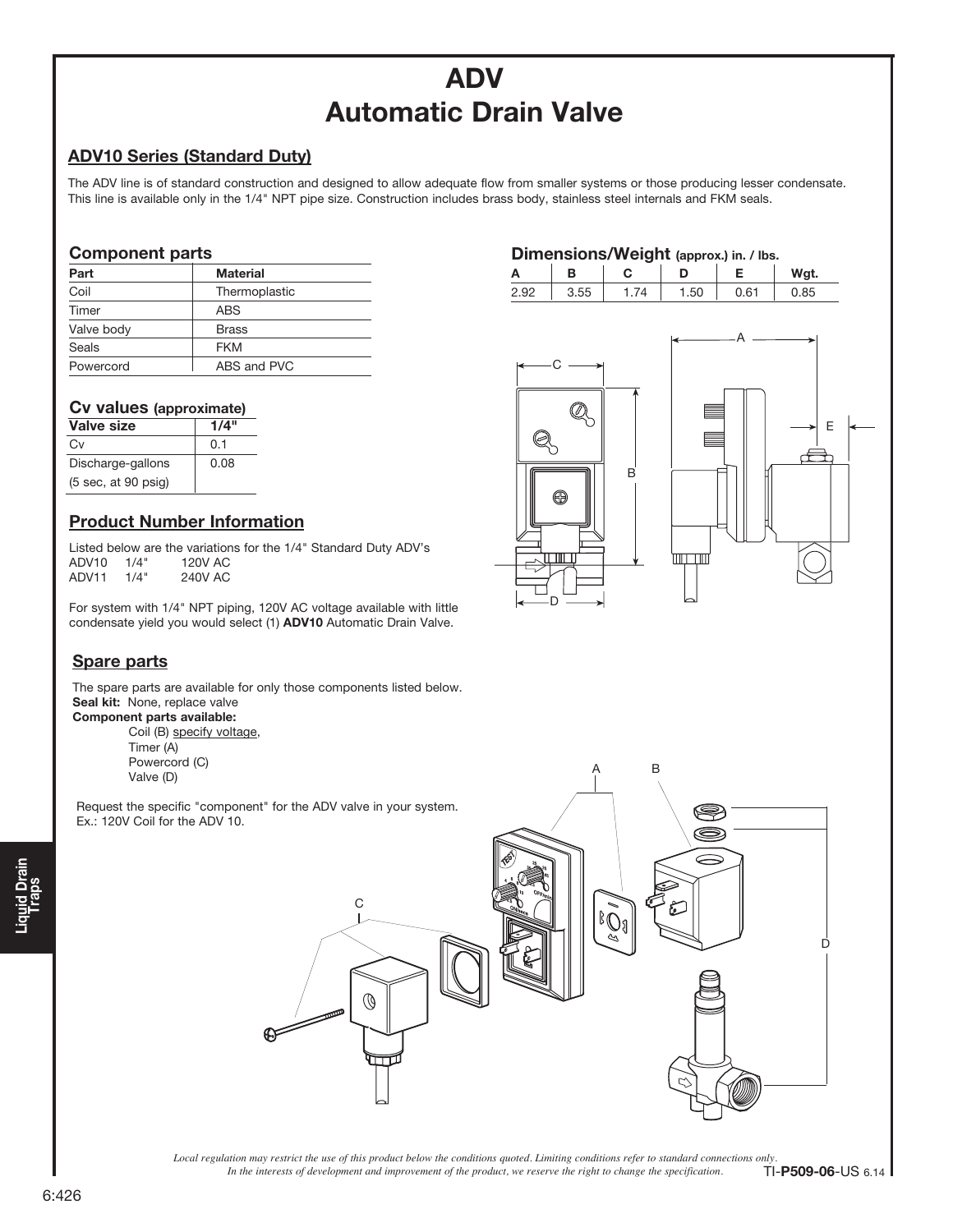# ADV
# Automatic Drain Valve

## ADV10 Series (Standard Duty)

The ADV line is of standard construction and designed to allow adequate flow from smaller systems or those producing lesser condensate. This line is available only in the 1/4" NPT pipe size. Construction includes brass body, stainless steel internals and FKM seals.

### Component parts

| Part | Material |
|---|---|
| Coil | Thermoplastic |
| Timer | ABS |
| Valve body | Brass |
| Seals | FKM |
| Powercord | ABS and PVC |

### Cv values (approximate)

| Valve size | 1/4" |
|---|---|
| Cv | 0.1 |
| Discharge-gallons (5 sec, at 90 psig) | 0.08 |

### Dimensions/Weight (approx.) in. / lbs.

| A | B | C | D | E | Wgt. |
|---|---|---|---|---|---|
| 2.92 | 3.55 | 1.74 | 1.50 | 0.61 | 0.85 |

### Product Number Information

Listed below are the variations for the 1/4" Standard Duty ADV's

ADV10 1/4" 120V AC
ADV11 1/4" 240V AC

For system with 1/4" NPT piping, 120V AC voltage available with little condensate yield you would select (1) **ADV10** Automatic Drain Valve.

### Spare parts

The spare parts are available for only those components listed below.

**Seal kit:** None, replace valve

**Component parts available:**

Coil (B) specify voltage,
Timer (A)
Powercord (C)
Valve (D)

Request the specific "component" for the ADV valve in your system. Ex.: 120V Coil for the ADV 10.

*Local regulation may restrict the use of this product below the conditions quoted. Limiting conditions refer to standard connections only. In the interests of development and improvement of the product, we reserve the right to change the specification.*

TI-**P509-06**-US 6.14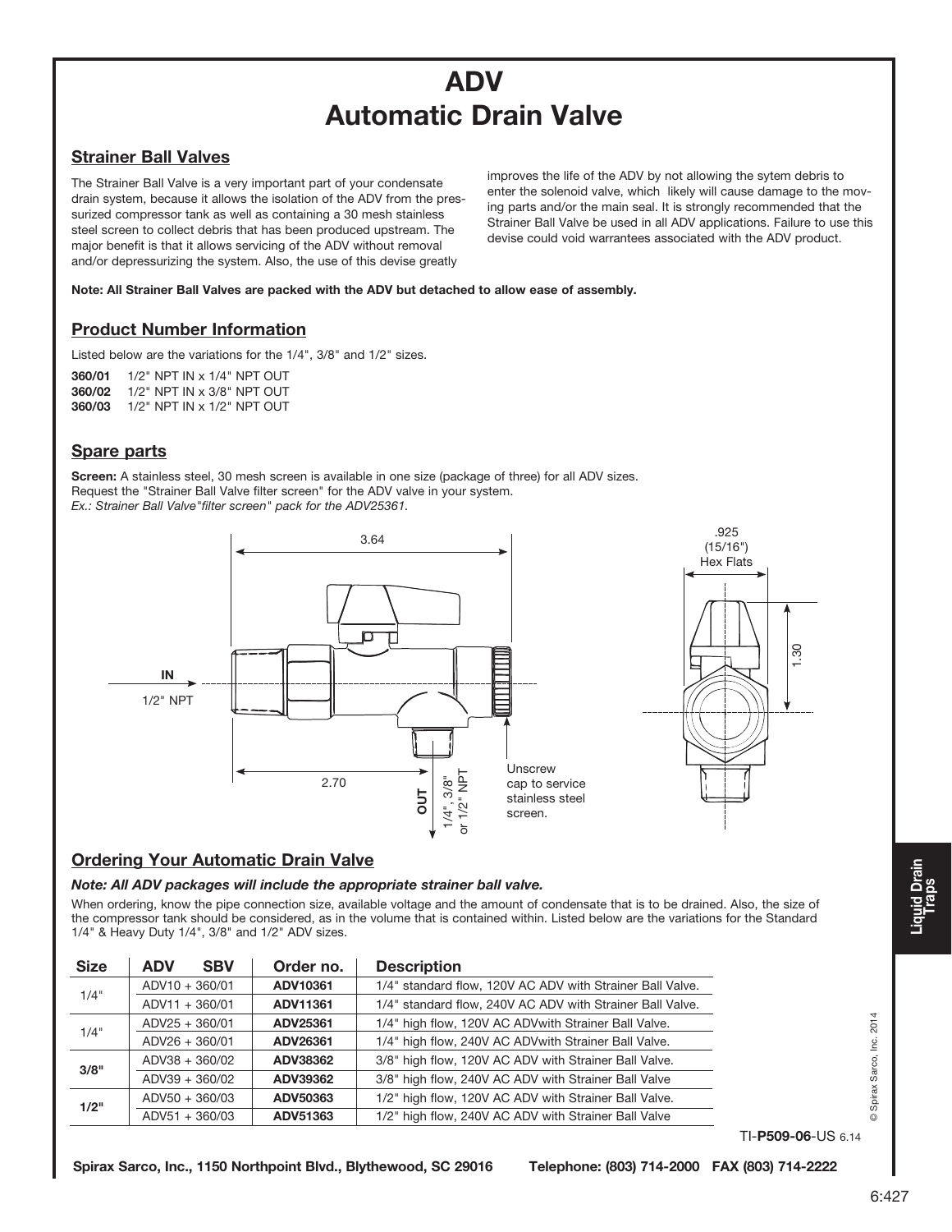# ADV
# Automatic Drain Valve

## Strainer Ball Valves

The Strainer Ball Valve is a very important part of your condensate drain system, because it allows the isolation of the ADV from the pressurized compressor tank as well as containing a 30 mesh stainless steel screen to collect debris that has been produced upstream. The major benefit is that it allows servicing of the ADV without removal and/or depressurizing the system. Also, the use of this devise greatly improves the life of the ADV by not allowing the sytem debris to enter the solenoid valve, which likely will cause damage to the moving parts and/or the main seal. It is strongly recommended that the Strainer Ball Valve be used in all ADV applications. Failure to use this devise could void warrantees associated with the ADV product.

**Note: All Strainer Ball Valves are packed with the ADV but detached to allow ease of assembly.**

## Product Number Information

Listed below are the variations for the 1/4", 3/8" and 1/2" sizes.

**360/01** 1/2" NPT IN x 1/4" NPT OUT
**360/02** 1/2" NPT IN x 3/8" NPT OUT
**360/03** 1/2" NPT IN x 1/2" NPT OUT

## Spare parts

**Screen:** A stainless steel, 30 mesh screen is available in one size (package of three) for all ADV sizes.
Request the "Strainer Ball Valve filter screen" for the ADV valve in your system.
*Ex.: Strainer Ball Valve"filter screen" pack for the ADV25361.*

3.64
IN
1/2" NPT
2.70
OUT
1/4", 3/8" or 1/2" NPT
Unscrew cap to service stainless steel screen.
.925
(15/16")
Hex Flats
1.30

## Ordering Your Automatic Drain Valve

***Note: All ADV packages will include the appropriate strainer ball valve.***

When ordering, know the pipe connection size, available voltage and the amount of condensate that is to be drained. Also, the size of the compressor tank should be considered, as in the volume that is contained within. Listed below are the variations for the Standard 1/4" & Heavy Duty 1/4", 3/8" and 1/2" ADV sizes.

| Size | ADV SBV | Order no. | Description |
|---|---|---|---|
| 1/4" | ADV10 + 360/01 | **ADV10361** | 1/4" standard flow, 120V AC ADV with Strainer Ball Valve. |
| | ADV11 + 360/01 | **ADV11361** | 1/4" standard flow, 240V AC ADV with Strainer Ball Valve. |
| 1/4" | ADV25 + 360/01 | **ADV25361** | 1/4" high flow, 120V AC ADVwith Strainer Ball Valve. |
| | ADV26 + 360/01 | **ADV26361** | 1/4" high flow, 240V AC ADVwith Strainer Ball Valve. |
| **3/8"** | ADV38 + 360/02 | **ADV38362** | 3/8" high flow, 120V AC ADV with Strainer Ball Valve. |
| | ADV39 + 360/02 | **ADV39362** | 3/8" high flow, 240V AC ADV with Strainer Ball Valve |
| **1/2"** | ADV50 + 360/03 | **ADV50363** | 1/2" high flow, 120V AC ADV with Strainer Ball Valve. |
| | ADV51 + 360/03 | **ADV51363** | 1/2" high flow, 240V AC ADV with Strainer Ball Valve |

TI-**P509-06**-US 6.14

**Spirax Sarco, Inc., 1150 Northpoint Blvd., Blythewood, SC 29016 Telephone: (803) 714-2000 FAX (803) 714-2222**

© Spirax Sarco, Inc. 2014